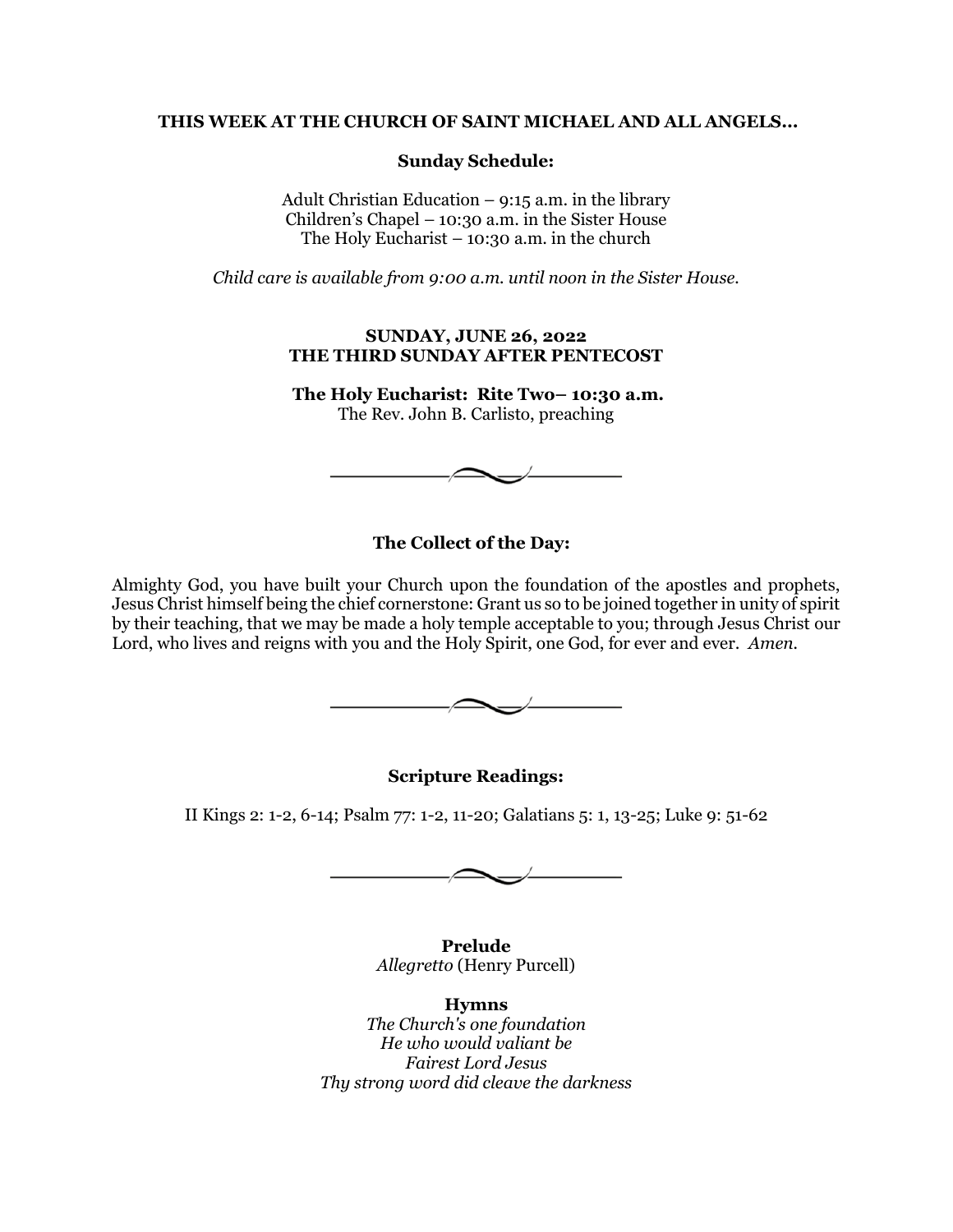**THIS WEEK AT THE CHURCH OF SAINT MICHAEL AND ALL ANGELS…**

**Sunday Schedule:**

Adult Christian Education – 9:15 a.m. in the library
Children's Chapel – 10:30 a.m. in the Sister House
The Holy Eucharist – 10:30 a.m. in the church

*Child care is available from 9:00 a.m. until noon in the Sister House.*

**SUNDAY, JUNE 26, 2022**
**THE THIRD SUNDAY AFTER PENTECOST**

**The Holy Eucharist: Rite Two– 10:30 a.m.**
The Rev. John B. Carlisto, preaching

---

**The Collect of the Day:**

Almighty God, you have built your Church upon the foundation of the apostles and prophets, Jesus Christ himself being the chief cornerstone: Grant us so to be joined together in unity of spirit by their teaching, that we may be made a holy temple acceptable to you; through Jesus Christ our Lord, who lives and reigns with you and the Holy Spirit, one God, for ever and ever. *Amen.*

---

**Scripture Readings:**

II Kings 2: 1-2, 6-14; Psalm 77: 1-2, 11-20; Galatians 5: 1, 13-25; Luke 9: 51-62

---

**Prelude**
*Allegretto* (Henry Purcell)

**Hymns**
*The Church's one foundation*
*He who would valiant be*
*Fairest Lord Jesus*
*Thy strong word did cleave the darkness*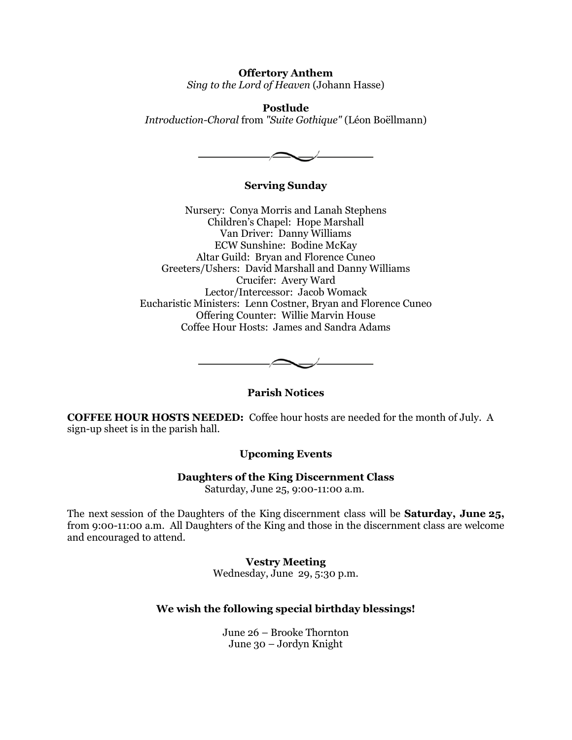**Offertory Anthem**
*Sing to the Lord of Heaven* (Johann Hasse)

**Postlude**
*Introduction-Choral* from *"Suite Gothique"* (Léon Boëllmann)

---

## Serving Sunday

Nursery: Conya Morris and Lanah Stephens
Children's Chapel: Hope Marshall
Van Driver: Danny Williams
ECW Sunshine: Bodine McKay
Altar Guild: Bryan and Florence Cuneo
Greeters/Ushers: David Marshall and Danny Williams
Crucifer: Avery Ward
Lector/Intercessor: Jacob Womack
Eucharistic Ministers: Lenn Costner, Bryan and Florence Cuneo
Offering Counter: Willie Marvin House
Coffee Hour Hosts: James and Sandra Adams

---

## Parish Notices

**COFFEE HOUR HOSTS NEEDED:** Coffee hour hosts are needed for the month of July. A sign-up sheet is in the parish hall.

### Upcoming Events

**Daughters of the King Discernment Class**
Saturday, June 25, 9:00-11:00 a.m.

The next session of the Daughters of the King discernment class will be **Saturday, June 25,** from 9:00-11:00 a.m. All Daughters of the King and those in the discernment class are welcome and encouraged to attend.

**Vestry Meeting**
Wednesday, June 29, 5:30 p.m.

**We wish the following special birthday blessings!**

June 26 – Brooke Thornton
June 30 – Jordyn Knight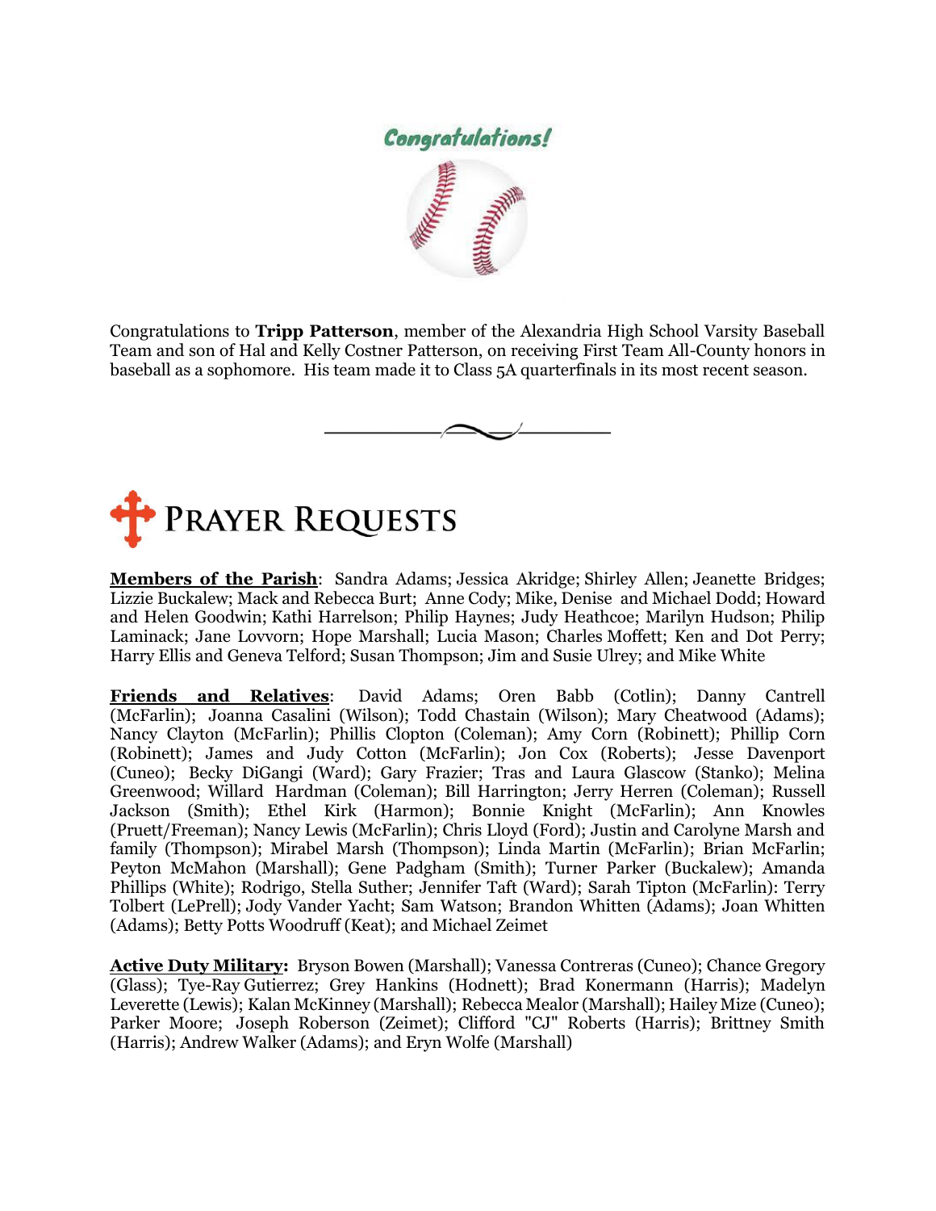## Congratulations!

Congratulations to **Tripp Patterson**, member of the Alexandria High School Varsity Baseball Team and son of Hal and Kelly Costner Patterson, on receiving First Team All-County honors in baseball as a sophomore. His team made it to Class 5A quarterfinals in its most recent season.

# Prayer Requests

**Members of the Parish**: Sandra Adams; Jessica Akridge; Shirley Allen; Jeanette Bridges; Lizzie Buckalew; Mack and Rebecca Burt; Anne Cody; Mike, Denise and Michael Dodd; Howard and Helen Goodwin; Kathi Harrelson; Philip Haynes; Judy Heathcoe; Marilyn Hudson; Philip Laminack; Jane Lovvorn; Hope Marshall; Lucia Mason; Charles Moffett; Ken and Dot Perry; Harry Ellis and Geneva Telford; Susan Thompson; Jim and Susie Ulrey; and Mike White

**Friends and Relatives**: David Adams; Oren Babb (Cotlin); Danny Cantrell (McFarlin); Joanna Casalini (Wilson); Todd Chastain (Wilson); Mary Cheatwood (Adams); Nancy Clayton (McFarlin); Phillis Clopton (Coleman); Amy Corn (Robinett); Phillip Corn (Robinett); James and Judy Cotton (McFarlin); Jon Cox (Roberts); Jesse Davenport (Cuneo); Becky DiGangi (Ward); Gary Frazier; Tras and Laura Glascow (Stanko); Melina Greenwood; Willard Hardman (Coleman); Bill Harrington; Jerry Herren (Coleman); Russell Jackson (Smith); Ethel Kirk (Harmon); Bonnie Knight (McFarlin); Ann Knowles (Pruett/Freeman); Nancy Lewis (McFarlin); Chris Lloyd (Ford); Justin and Carolyne Marsh and family (Thompson); Mirabel Marsh (Thompson); Linda Martin (McFarlin); Brian McFarlin; Peyton McMahon (Marshall); Gene Padgham (Smith); Turner Parker (Buckalew); Amanda Phillips (White); Rodrigo, Stella Suther; Jennifer Taft (Ward); Sarah Tipton (McFarlin): Terry Tolbert (LePrell); Jody Vander Yacht; Sam Watson; Brandon Whitten (Adams); Joan Whitten (Adams); Betty Potts Woodruff (Keat); and Michael Zeimet

**Active Duty Military:** Bryson Bowen (Marshall); Vanessa Contreras (Cuneo); Chance Gregory (Glass); Tye-Ray Gutierrez; Grey Hankins (Hodnett); Brad Konermann (Harris); Madelyn Leverette (Lewis); Kalan McKinney (Marshall); Rebecca Mealor (Marshall); Hailey Mize (Cuneo); Parker Moore; Joseph Roberson (Zeimet); Clifford "CJ" Roberts (Harris); Brittney Smith (Harris); Andrew Walker (Adams); and Eryn Wolfe (Marshall)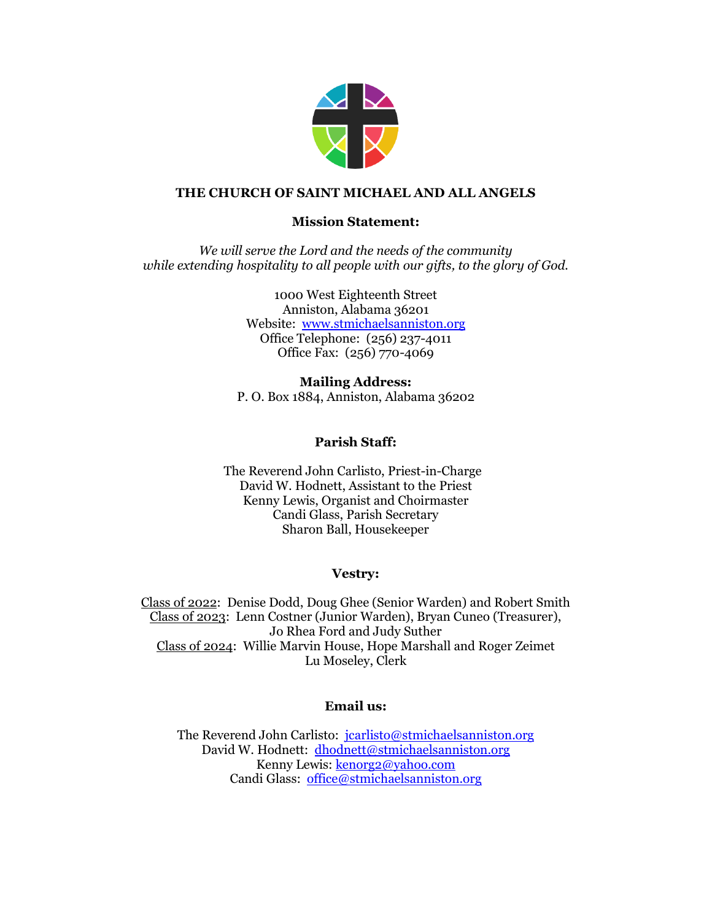**THE CHURCH OF SAINT MICHAEL AND ALL ANGELS**

**Mission Statement:**

*We will serve the Lord and the needs of the community while extending hospitality to all people with our gifts, to the glory of God.*

1000 West Eighteenth Street
Anniston, Alabama 36201
Website: [www.stmichaelsanniston.org](http://www.stmichaelsanniston.org)
Office Telephone: (256) 237-4011
Office Fax: (256) 770-4069

**Mailing Address:**
P. O. Box 1884, Anniston, Alabama 36202

**Parish Staff:**

The Reverend John Carlisto, Priest-in-Charge
David W. Hodnett, Assistant to the Priest
Kenny Lewis, Organist and Choirmaster
Candi Glass, Parish Secretary
Sharon Ball, Housekeeper

**Vestry:**

Class of 2022: Denise Dodd, Doug Ghee (Senior Warden) and Robert Smith
Class of 2023: Lenn Costner (Junior Warden), Bryan Cuneo (Treasurer), Jo Rhea Ford and Judy Suther
Class of 2024: Willie Marvin House, Hope Marshall and Roger Zeimet
Lu Moseley, Clerk

**Email us:**

The Reverend John Carlisto: [jcarlisto@stmichaelsanniston.org](mailto:jcarlisto@stmichaelsanniston.org)
David W. Hodnett: [dhodnett@stmichaelsanniston.org](mailto:dhodnett@stmichaelsanniston.org)
Kenny Lewis: [kenorg2@yahoo.com](mailto:kenorg2@yahoo.com)
Candi Glass: [office@stmichaelsanniston.org](mailto:office@stmichaelsanniston.org)